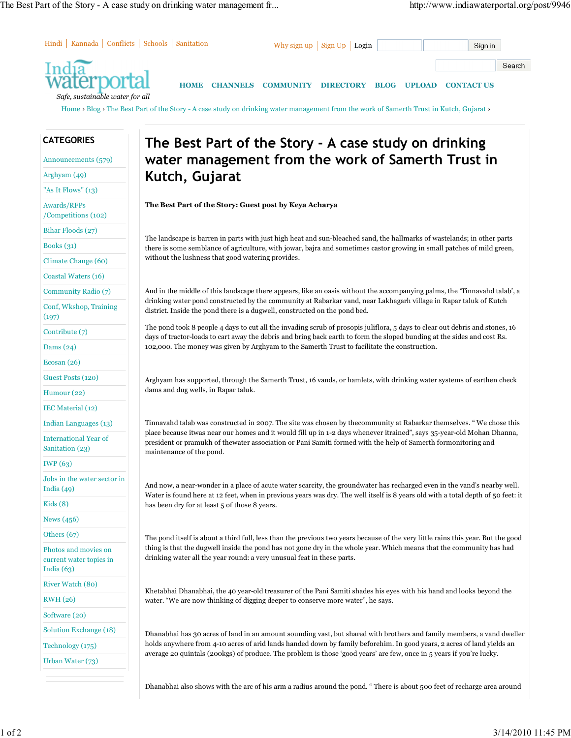Hindi | Kannada | Conflicts | Schools | Sanitation

Why sign up | Sign Up | Login

Sign in

Search

India waterportal

*Safe, sustainable water for all*

HOME CHANNELS COMMUNITY DIRECTORY BLOG UPLOAD CONTACT US

Home › Blog › The Best Part of the Story - A case study on drinking water management from the work of Samerth Trust in Kutch, Gujarat ›

## CATEGORIES

- Announcements (579)
- Arghyam (49)
- "As It Flows" (13)
- Awards/RFPs /Competitions (102)
- Bihar Floods (27)
- Books (31)
- Climate Change (60)
- Coastal Waters (16)
- Community Radio (7)
- Conf, Wkshop, Training (197)
- Contribute (7)
- Dams (24)
- Ecosan (26)
- Guest Posts (120)
- Humour (22)
- IEC Material (12)
- Indian Languages (13)
- International Year of Sanitation (23)
- IWP (63)
- Jobs in the water sector in India (49)
- Kids (8)
- News (456)
- Others (67)
- Photos and movies on current water topics in India (63)
- River Watch (80)
- RWH (26)
- Software (20)
- Solution Exchange (18)
- Technology (175)
- Urban Water (73)

# The Best Part of the Story - A case study on drinking water management from the work of Samerth Trust in Kutch, Gujarat

**The Best Part of the Story: Guest post by Keya Acharya**

The landscape is barren in parts with just high heat and sun-bleached sand, the hallmarks of wastelands; in other parts there is some semblance of agriculture, with jowar, bajra and sometimes castor growing in small patches of mild green, without the lushness that good watering provides.

And in the middle of this landscape there appears, like an oasis without the accompanying palms, the 'Tinnavahd talab', a drinking water pond constructed by the community at Rabarkar vand, near Lakhagarh village in Rapar taluk of Kutch district. Inside the pond there is a dugwell, constructed on the pond bed.

The pond took 8 people 4 days to cut all the invading scrub of prosopis juliflora, 5 days to clear out debris and stones, 16 days of tractor-loads to cart away the debris and bring back earth to form the sloped bunding at the sides and cost Rs. 102,000. The money was given by Arghyam to the Samerth Trust to facilitate the construction.

Arghyam has supported, through the Samerth Trust, 16 vands, or hamlets, with drinking water systems of earthen check dams and dug wells, in Rapar taluk.

Tinnavahd talab was constructed in 2007. The site was chosen by thecommunity at Rabarkar themselves. " We chose this place because itwas near our homes and it would fill up in 1-2 days whenever itrained", says 35-year-old Mohan Dhanna, president or pramukh of thewater association or Pani Samiti formed with the help of Samerth formonitoring and maintenance of the pond.

And now, a near-wonder in a place of acute water scarcity, the groundwater has recharged even in the vand's nearby well. Water is found here at 12 feet, when in previous years was dry. The well itself is 8 years old with a total depth of 50 feet: it has been dry for at least 5 of those 8 years.

The pond itself is about a third full, less than the previous two years because of the very little rains this year. But the good thing is that the dugwell inside the pond has not gone dry in the whole year. Which means that the community has had drinking water all the year round: a very unusual feat in these parts.

Khetabhai Dhanabhai, the 40 year-old treasurer of the Pani Samiti shades his eyes with his hand and looks beyond the water. "We are now thinking of digging deeper to conserve more water", he says.

Dhanabhai has 30 acres of land in an amount sounding vast, but shared with brothers and family members, a vand dweller holds anywhere from 4-10 acres of arid lands handed down by family beforehim. In good years, 2 acres of land yields an average 20 quintals (200kgs) of produce. The problem is those 'good years' are few, once in 5 years if you're lucky.

Dhanabhai also shows with the arc of his arm a radius around the pond. " There is about 500 feet of recharge area around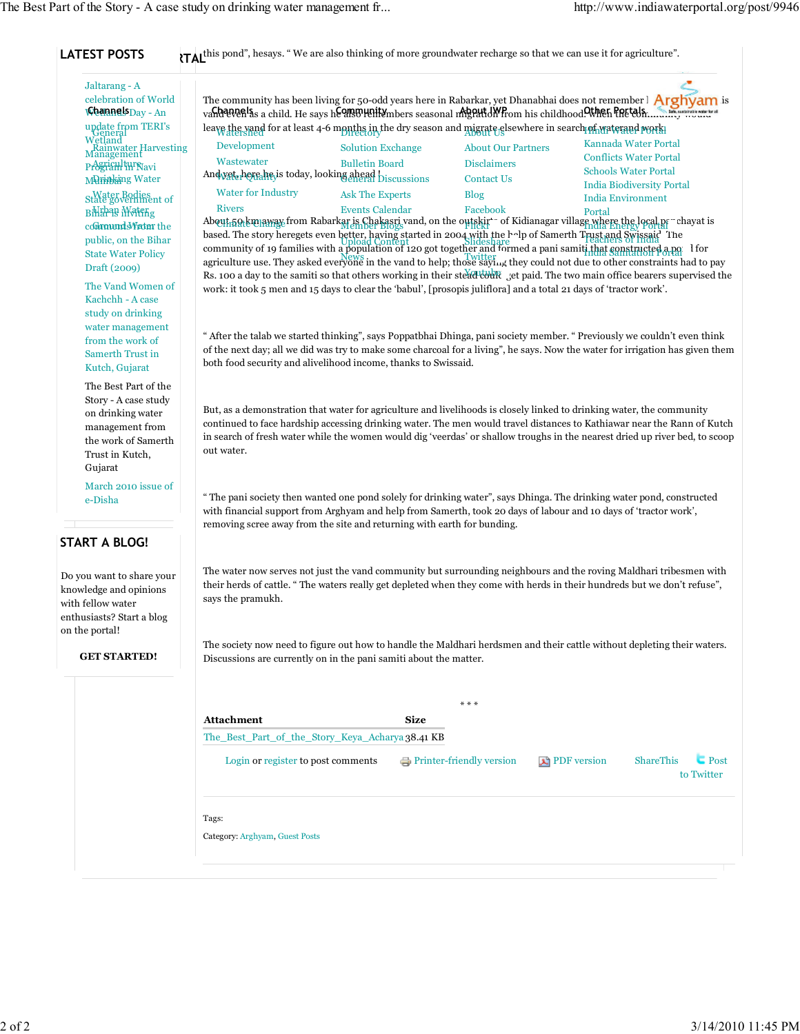this pond", he says. " We are also thinking of more groundwater recharge so that we can use it for agriculture".

The community has been living for 50-odd years here in Rabarkar, yet Dhanabhai does not remember l... is vand even as a child. He says he also remembers seasonal migration from his childhood. When the com... would leave the vand for at least 4-6 months in the dry season and migrate elsewhere in search of water and work.

And yet, here he is today, looking ahead !

About 50 km away from Rabarkar is Chakasri vand, on the outskirts of Kidianagar village where the local panchayat is based. The story heregets even better, having started in 2004 with the help of Samerth Trust and Swissaid. The community of 19 families with a population of 120 got together and formed a pani samiti that constructed a pond for agriculture use. They asked everyone in the vand to help; those saying they could not due to other constraints had to pay Rs. 100 a day to the samiti so that others working in their stead could get paid. The two main office bearers supervised the work: it took 5 men and 15 days to clear the 'babul', [prosopis juliflora] and a total 21 days of 'tractor work'.

" After the talab we started thinking", says Poppatbhai Dhinga, pani society member. " Previously we couldn't even think of the next day; all we did was try to make some charcoal for a living", he says. Now the water for irrigation has given them both food security and alivelihood income, thanks to Swissaid.

But, as a demonstration that water for agriculture and livelihoods is closely linked to drinking water, the community continued to face hardship accessing drinking water. The men would travel distances to Kathiawar near the Rann of Kutch in search of fresh water while the women would dig 'veerdas' or shallow troughs in the nearest dried up river bed, to scoop out water.

" The pani society then wanted one pond solely for drinking water", says Dhinga. The drinking water pond, constructed with financial support from Arghyam and help from Samerth, took 20 days of labour and 10 days of 'tractor work', removing scree away from the site and returning with earth for bunding.

The water now serves not just the vand community but surrounding neighbours and the roving Maldhari tribesmen with their herds of cattle. " The waters really get depleted when they come with herds in their hundreds but we don't refuse", says the pramukh.

The society now need to figure out how to handle the Maldhari herdsmen and their cattle without depleting their waters. Discussions are currently on in the pani samiti about the matter.

\* \* \*

| Attachment | Size |
|---|---|
| The_Best_Part_of_the_Story_Keya_Acharya | 38.41 KB |

Tags:

Category: Arghyam, Guest Posts